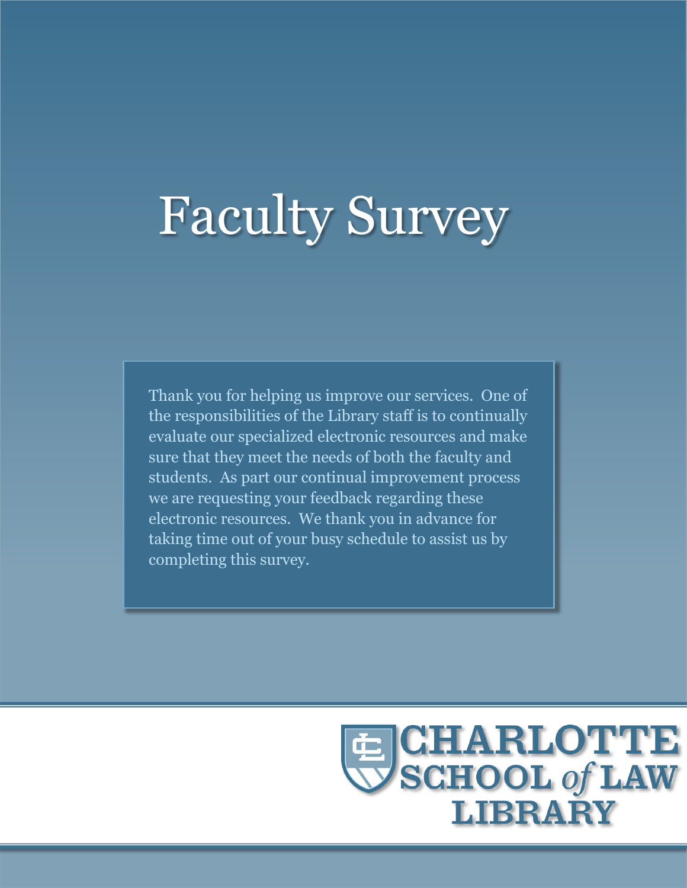# Faculty Survey

Thank you for helping us improve our services. One of the responsibilities of the Library staff is to continually evaluate our specialized electronic resources and make sure that they meet the needs of both the faculty and students. As part our continual improvement process we are requesting your feedback regarding these electronic resources. We thank you in advance for taking time out of your busy schedule to assist us by completing this survey.

CHARLOTTE SCHOOL *of* LAW LIBRARY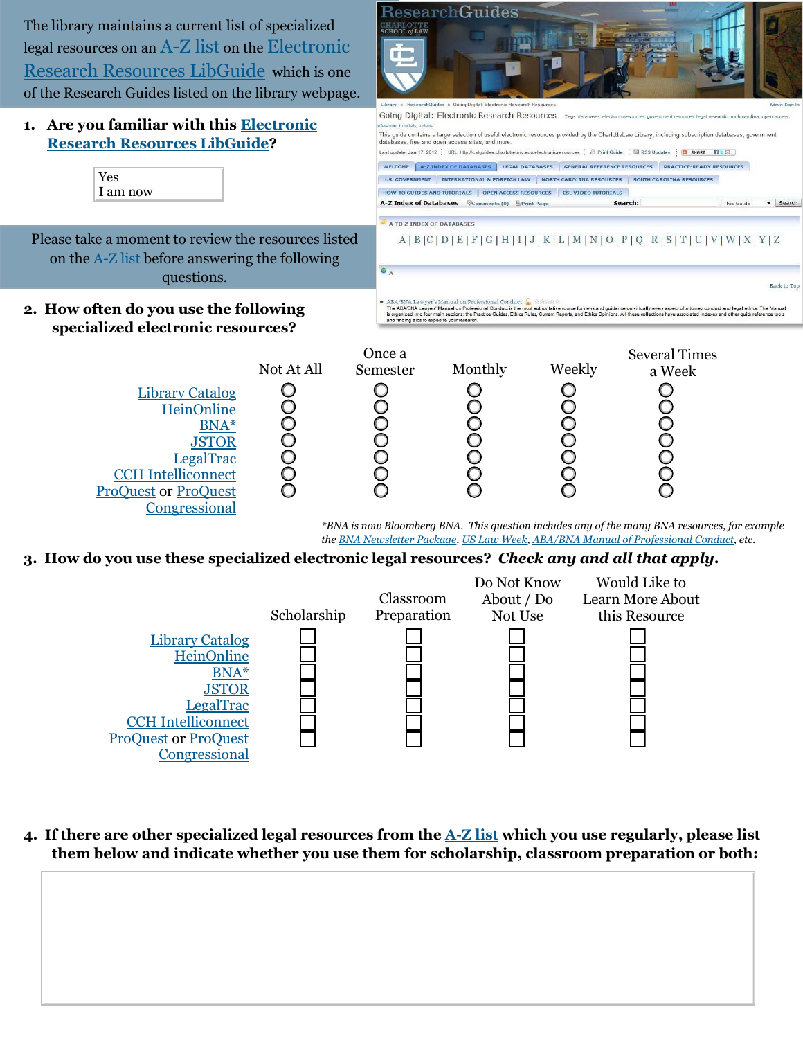The library maintains a current list of specialized legal resources on an A-Z list on the Electronic Research Resources LibGuide which is one of the Research Guides listed on the library webpage.

1. **Are you familiar with this Electronic Research Resources LibGuide?**

   Yes
   I am now

Please take a moment to review the resources listed on the A-Z list before answering the following questions.

2. **How often do you use the following specialized electronic resources?**

| | Not At All | Once a Semester | Monthly | Weekly | Several Times a Week |
|---|---|---|---|---|---|
| Library Catalog | ○ | ○ | ○ | ○ | ○ |
| HeinOnline | ○ | ○ | ○ | ○ | ○ |
| BNA* | ○ | ○ | ○ | ○ | ○ |
| JSTOR | ○ | ○ | ○ | ○ | ○ |
| LegalTrac | ○ | ○ | ○ | ○ | ○ |
| CCH Intelliconnect | ○ | ○ | ○ | ○ | ○ |
| ProQuest or ProQuest Congressional | ○ | ○ | ○ | ○ | ○ |

*\*BNA is now Bloomberg BNA. This question includes any of the many BNA resources, for example the BNA Newsletter Package, US Law Week, ABA/BNA Manual of Professional Conduct, etc.*

3. **How do you use these specialized electronic legal resources? *Check any and all that apply.***

| | Scholarship | Classroom Preparation | Do Not Know About / Do Not Use | Would Like to Learn More About this Resource |
|---|---|---|---|---|
| Library Catalog | ☐ | ☐ | ☐ | ☐ |
| HeinOnline | ☐ | ☐ | ☐ | ☐ |
| BNA* | ☐ | ☐ | ☐ | ☐ |
| JSTOR | ☐ | ☐ | ☐ | ☐ |
| LegalTrac | ☐ | ☐ | ☐ | ☐ |
| CCH Intelliconnect | ☐ | ☐ | ☐ | ☐ |
| ProQuest or ProQuest Congressional | ☐ | ☐ | ☐ | ☐ |

4. **If there are other specialized legal resources from the A-Z list which you use regularly, please list them below and indicate whether you use them for scholarship, classroom preparation or both:**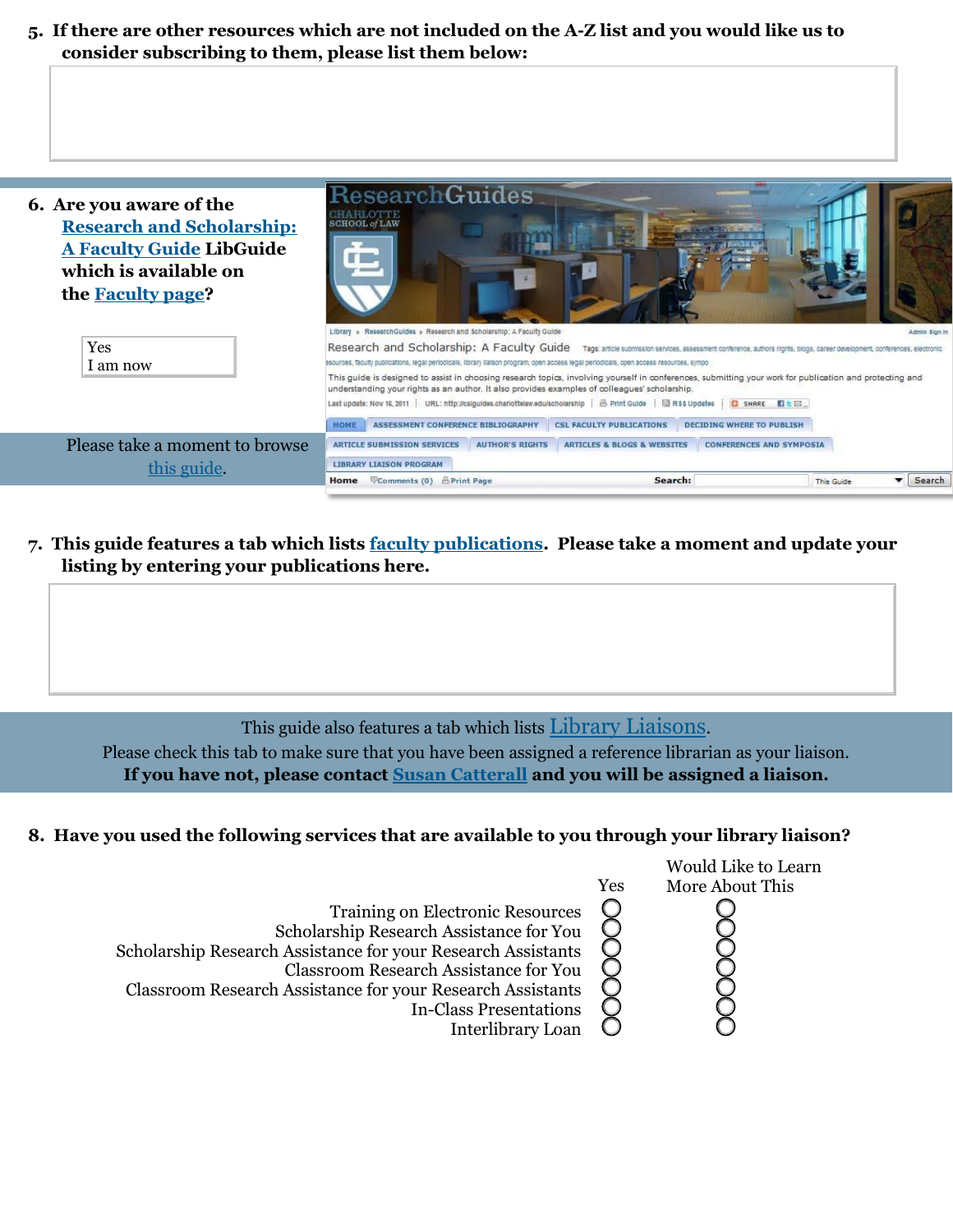**5. If there are other resources which are not included on the A-Z list and you would like us to consider subscribing to them, please list them below:**

**6. Are you aware of the Research and Scholarship: A Faculty Guide LibGuide which is available on the Faculty page?**

Yes
I am now

Please take a moment to browse this guide.

**7. This guide features a tab which lists faculty publications. Please take a moment and update your listing by entering your publications here.**

This guide also features a tab which lists Library Liaisons.
Please check this tab to make sure that you have been assigned a reference librarian as your liaison.
**If you have not, please contact Susan Catterall and you will be assigned a liaison.**

**8. Have you used the following services that are available to you through your library liaison?**

| | Yes | Would Like to Learn More About This |
|---|---|---|
| Training on Electronic Resources | ○ | ○ |
| Scholarship Research Assistance for You | ○ | ○ |
| Scholarship Research Assistance for your Research Assistants | ○ | ○ |
| Classroom Research Assistance for You | ○ | ○ |
| Classroom Research Assistance for your Research Assistants | ○ | ○ |
| In-Class Presentations | ○ | ○ |
| Interlibrary Loan | ○ | ○ |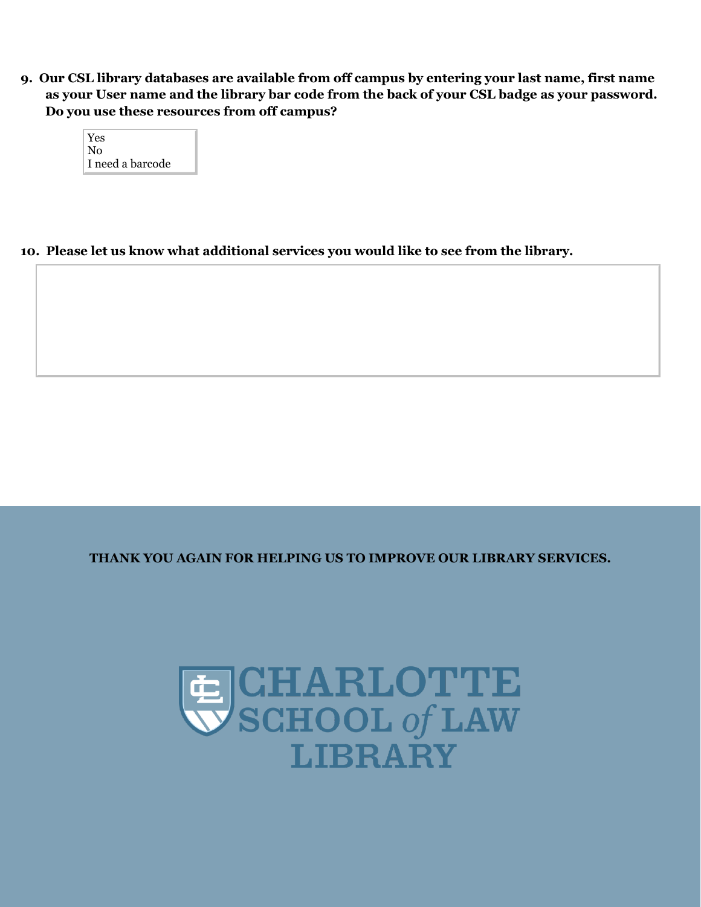**9. Our CSL library databases are available from off campus by entering your last name, first name as your User name and the library bar code from the back of your CSL badge as your password. Do you use these resources from off campus?**

Yes
No
I need a barcode

**10. Please let us know what additional services you would like to see from the library.**

**THANK YOU AGAIN FOR HELPING US TO IMPROVE OUR LIBRARY SERVICES.**

CHARLOTTE SCHOOL *of* LAW LIBRARY